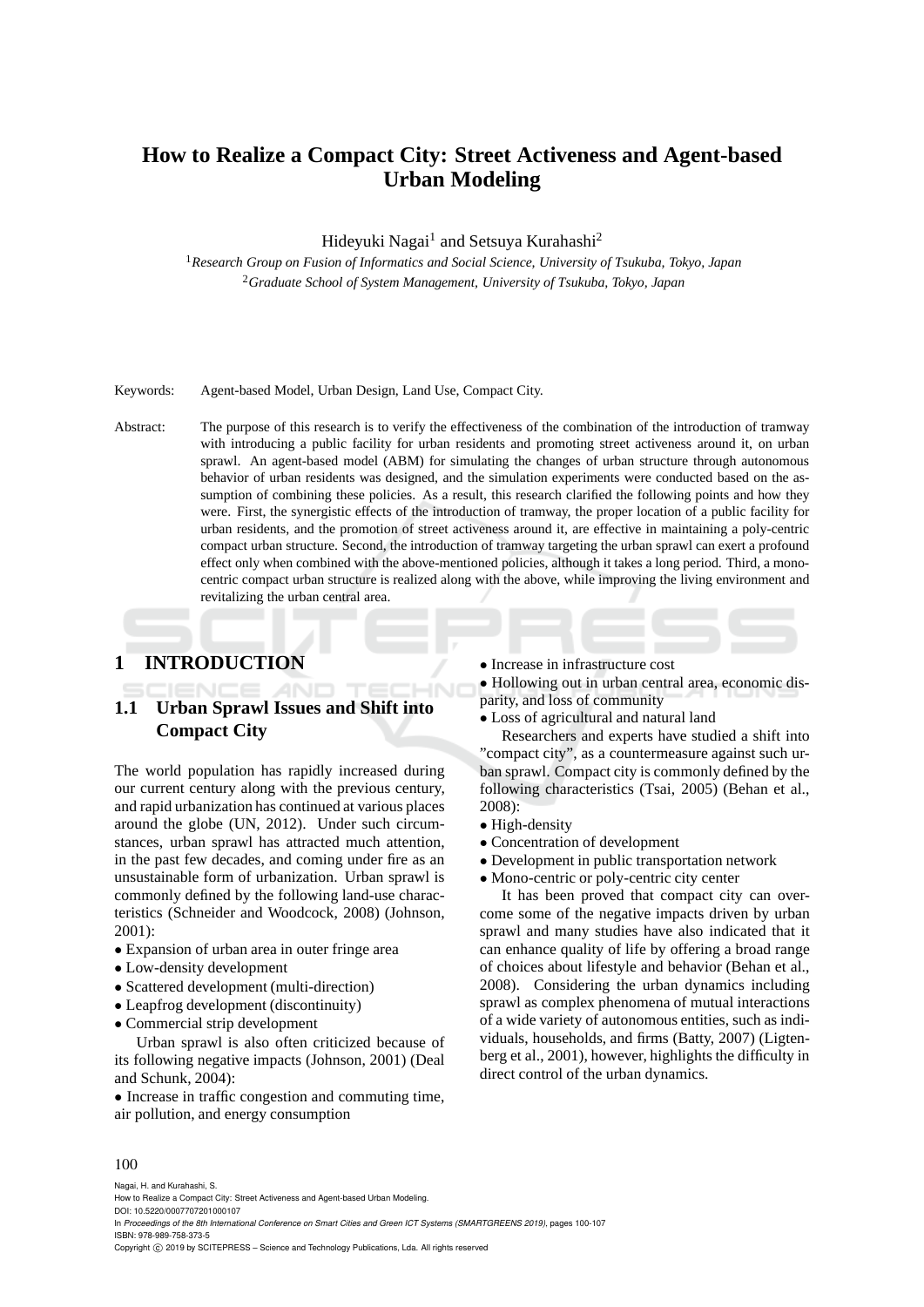# How to Realize a Compact City: Street Activeness and Agent-based Urban Modeling

Hideyuki Nagai[1] and Setsuya Kurahashi[2]

[1]*Research Group on Fusion of Informatics and Social Science, University of Tsukuba, Tokyo, Japan*
[2]*Graduate School of System Management, University of Tsukuba, Tokyo, Japan*

Keywords: Agent-based Model, Urban Design, Land Use, Compact City.

Abstract: The purpose of this research is to verify the effectiveness of the combination of the introduction of tramway with introducing a public facility for urban residents and promoting street activeness around it, on urban sprawl. An agent-based model (ABM) for simulating the changes of urban structure through autonomous behavior of urban residents was designed, and the simulation experiments were conducted based on the assumption of combining these policies. As a result, this research clarified the following points and how they were. First, the synergistic effects of the introduction of tramway, the proper location of a public facility for urban residents, and the promotion of street activeness around it, are effective in maintaining a poly-centric compact urban structure. Second, the introduction of tramway targeting the urban sprawl can exert a profound effect only when combined with the above-mentioned policies, although it takes a long period. Third, a mono-centric compact urban structure is realized along with the above, while improving the living environment and revitalizing the urban central area.

## 1 INTRODUCTION

### 1.1 Urban Sprawl Issues and Shift into Compact City

The world population has rapidly increased during our current century along with the previous century, and rapid urbanization has continued at various places around the globe (UN, 2012). Under such circumstances, urban sprawl has attracted much attention, in the past few decades, and coming under fire as an unsustainable form of urbanization. Urban sprawl is commonly defined by the following land-use characteristics (Schneider and Woodcock, 2008) (Johnson, 2001):

- Expansion of urban area in outer fringe area
- Low-density development
- Scattered development (multi-direction)
- Leapfrog development (discontinuity)
- Commercial strip development

Urban sprawl is also often criticized because of its following negative impacts (Johnson, 2001) (Deal and Schunk, 2004):

- Increase in traffic congestion and commuting time, air pollution, and energy consumption
- Increase in infrastructure cost
- Hollowing out in urban central area, economic disparity, and loss of community
- Loss of agricultural and natural land

Researchers and experts have studied a shift into "compact city", as a countermeasure against such urban sprawl. Compact city is commonly defined by the following characteristics (Tsai, 2005) (Behan et al., 2008):

- High-density
- Concentration of development
- Development in public transportation network
- Mono-centric or poly-centric city center

It has been proved that compact city can overcome some of the negative impacts driven by urban sprawl and many studies have also indicated that it can enhance quality of life by offering a broad range of choices about lifestyle and behavior (Behan et al., 2008). Considering the urban dynamics including sprawl as complex phenomena of mutual interactions of a wide variety of autonomous entities, such as individuals, households, and firms (Batty, 2007) (Ligtenberg et al., 2001), however, highlights the difficulty in direct control of the urban dynamics.

Nagai, H. and Kurahashi, S.
How to Realize a Compact City: Street Activeness and Agent-based Urban Modeling.
DOI: 10.5220/0007707201000107
In *Proceedings of the 8th International Conference on Smart Cities and Green ICT Systems (SMARTGREENS 2019)*, pages 100-107
ISBN: 978-989-758-373-5
Copyright © 2019 by SCITEPRESS – Science and Technology Publications, Lda. All rights reserved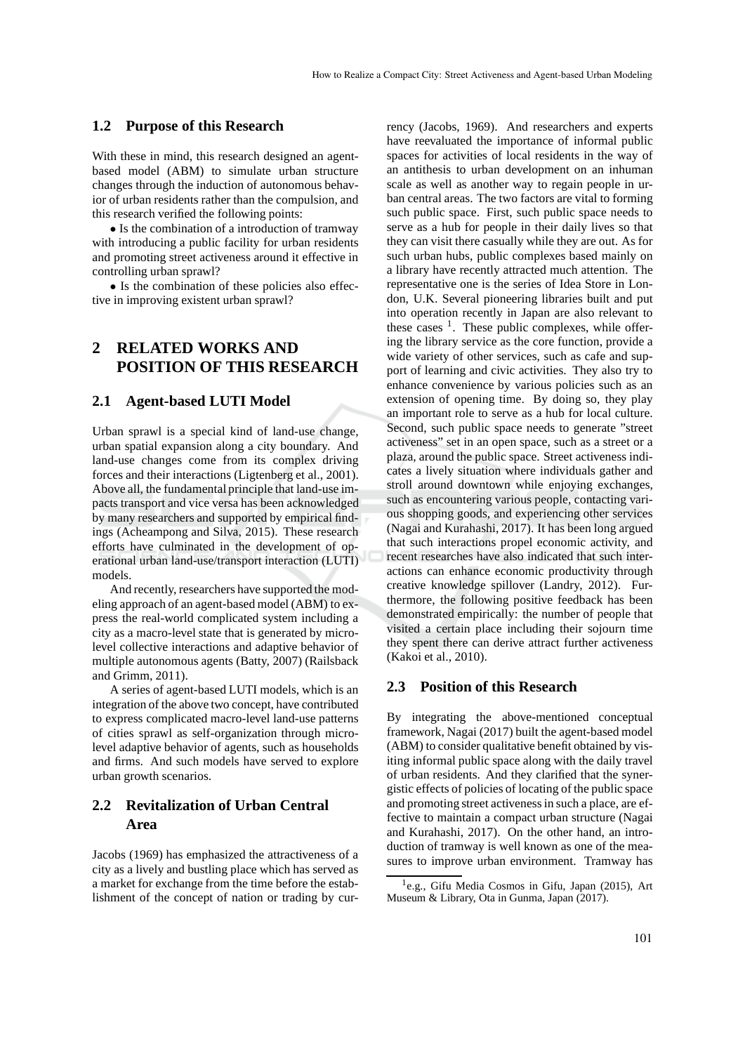### 1.2 Purpose of this Research

With these in mind, this research designed an agent-based model (ABM) to simulate urban structure changes through the induction of autonomous behavior of urban residents rather than the compulsion, and this research verified the following points:

- Is the combination of a introduction of tramway with introducing a public facility for urban residents and promoting street activeness around it effective in controlling urban sprawl?
- Is the combination of these policies also effective in improving existent urban sprawl?

## 2 RELATED WORKS AND POSITION OF THIS RESEARCH

### 2.1 Agent-based LUTI Model

Urban sprawl is a special kind of land-use change, urban spatial expansion along a city boundary. And land-use changes come from its complex driving forces and their interactions (Ligtenberg et al., 2001). Above all, the fundamental principle that land-use impacts transport and vice versa has been acknowledged by many researchers and supported by empirical findings (Acheampong and Silva, 2015). These research efforts have culminated in the development of operational urban land-use/transport interaction (LUTI) models.

And recently, researchers have supported the modeling approach of an agent-based model (ABM) to express the real-world complicated system including a city as a macro-level state that is generated by micro-level collective interactions and adaptive behavior of multiple autonomous agents (Batty, 2007) (Railsback and Grimm, 2011).

A series of agent-based LUTI models, which is an integration of the above two concept, have contributed to express complicated macro-level land-use patterns of cities sprawl as self-organization through micro-level adaptive behavior of agents, such as households and firms. And such models have served to explore urban growth scenarios.

### 2.2 Revitalization of Urban Central Area

Jacobs (1969) has emphasized the attractiveness of a city as a lively and bustling place which has served as a market for exchange from the time before the establishment of the concept of nation or trading by currency (Jacobs, 1969). And researchers and experts have reevaluated the importance of informal public spaces for activities of local residents in the way of an antithesis to urban development on an inhuman scale as well as another way to regain people in urban central areas. The two factors are vital to forming such public space. First, such public space needs to serve as a hub for people in their daily lives so that they can visit there casually while they are out. As for such urban hubs, public complexes based mainly on a library have recently attracted much attention. The representative one is the series of Idea Store in London, U.K. Several pioneering libraries built and put into operation recently in Japan are also relevant to these cases [1]. These public complexes, while offering the library service as the core function, provide a wide variety of other services, such as cafe and support of learning and civic activities. They also try to enhance convenience by various policies such as an extension of opening time. By doing so, they play an important role to serve as a hub for local culture. Second, such public space needs to generate "street activeness" set in an open space, such as a street or a plaza, around the public space. Street activeness indicates a lively situation where individuals gather and stroll around downtown while enjoying exchanges, such as encountering various people, contacting various shopping goods, and experiencing other services (Nagai and Kurahashi, 2017). It has been long argued that such interactions propel economic activity, and recent researches have also indicated that such interactions can enhance economic productivity through creative knowledge spillover (Landry, 2012). Furthermore, the following positive feedback has been demonstrated empirically: the number of people that visited a certain place including their sojourn time they spent there can derive attract further activeness (Kakoi et al., 2010).

### 2.3 Position of this Research

By integrating the above-mentioned conceptual framework, Nagai (2017) built the agent-based model (ABM) to consider qualitative benefit obtained by visiting informal public space along with the daily travel of urban residents. And they clarified that the synergistic effects of policies of locating of the public space and promoting street activeness in such a place, are effective to maintain a compact urban structure (Nagai and Kurahashi, 2017). On the other hand, an introduction of tramway is well known as one of the measures to improve urban environment. Tramway has

[1] e.g., Gifu Media Cosmos in Gifu, Japan (2015), Art Museum & Library, Ota in Gunma, Japan (2017).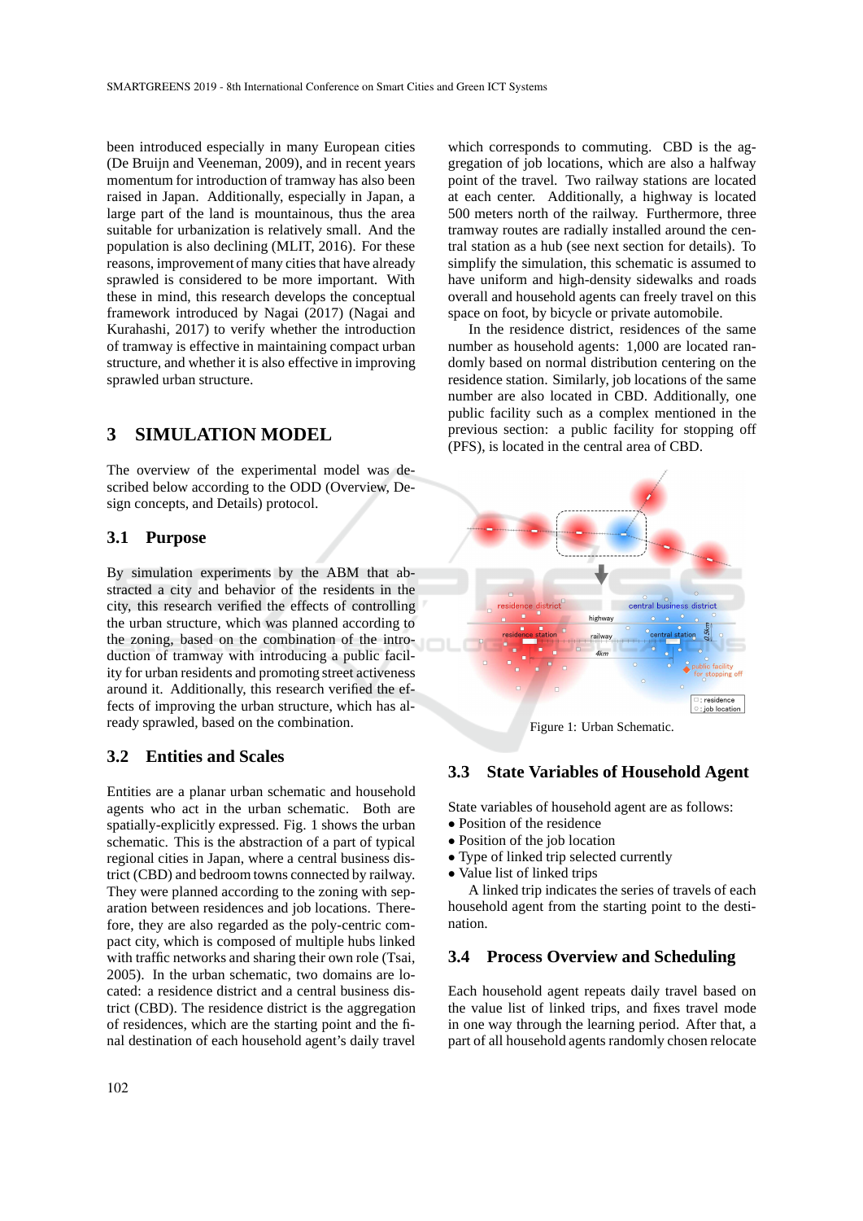been introduced especially in many European cities (De Bruijn and Veeneman, 2009), and in recent years momentum for introduction of tramway has also been raised in Japan. Additionally, especially in Japan, a large part of the land is mountainous, thus the area suitable for urbanization is relatively small. And the population is also declining (MLIT, 2016). For these reasons, improvement of many cities that have already sprawled is considered to be more important. With these in mind, this research develops the conceptual framework introduced by Nagai (2017) (Nagai and Kurahashi, 2017) to verify whether the introduction of tramway is effective in maintaining compact urban structure, and whether it is also effective in improving sprawled urban structure.

## 3 SIMULATION MODEL

The overview of the experimental model was described below according to the ODD (Overview, Design concepts, and Details) protocol.

### 3.1 Purpose

By simulation experiments by the ABM that abstracted a city and behavior of the residents in the city, this research verified the effects of controlling the urban structure, which was planned according to the zoning, based on the combination of the introduction of tramway with introducing a public facility for urban residents and promoting street activeness around it. Additionally, this research verified the effects of improving the urban structure, which has already sprawled, based on the combination.

### 3.2 Entities and Scales

Entities are a planar urban schematic and household agents who act in the urban schematic. Both are spatially-explicitly expressed. Fig. 1 shows the urban schematic. This is the abstraction of a part of typical regional cities in Japan, where a central business district (CBD) and bedroom towns connected by railway. They were planned according to the zoning with separation between residences and job locations. Therefore, they are also regarded as the poly-centric compact city, which is composed of multiple hubs linked with traffic networks and sharing their own role (Tsai, 2005). In the urban schematic, two domains are located: a residence district and a central business district (CBD). The residence district is the aggregation of residences, which are the starting point and the final destination of each household agent's daily travel which corresponds to commuting. CBD is the aggregation of job locations, which are also a halfway point of the travel. Two railway stations are located at each center. Additionally, a highway is located 500 meters north of the railway. Furthermore, three tramway routes are radially installed around the central station as a hub (see next section for details). To simplify the simulation, this schematic is assumed to have uniform and high-density sidewalks and roads overall and household agents can freely travel on this space on foot, by bicycle or private automobile.

In the residence district, residences of the same number as household agents: 1,000 are located randomly based on normal distribution centering on the residence station. Similarly, job locations of the same number are also located in CBD. Additionally, one public facility such as a complex mentioned in the previous section: a public facility for stopping off (PFS), is located in the central area of CBD.

Figure 1: Urban Schematic.

### 3.3 State Variables of Household Agent

State variables of household agent are as follows:

- Position of the residence
- Position of the job location
- Type of linked trip selected currently
- Value list of linked trips

A linked trip indicates the series of travels of each household agent from the starting point to the destination.

### 3.4 Process Overview and Scheduling

Each household agent repeats daily travel based on the value list of linked trips, and fixes travel mode in one way through the learning period. After that, a part of all household agents randomly chosen relocate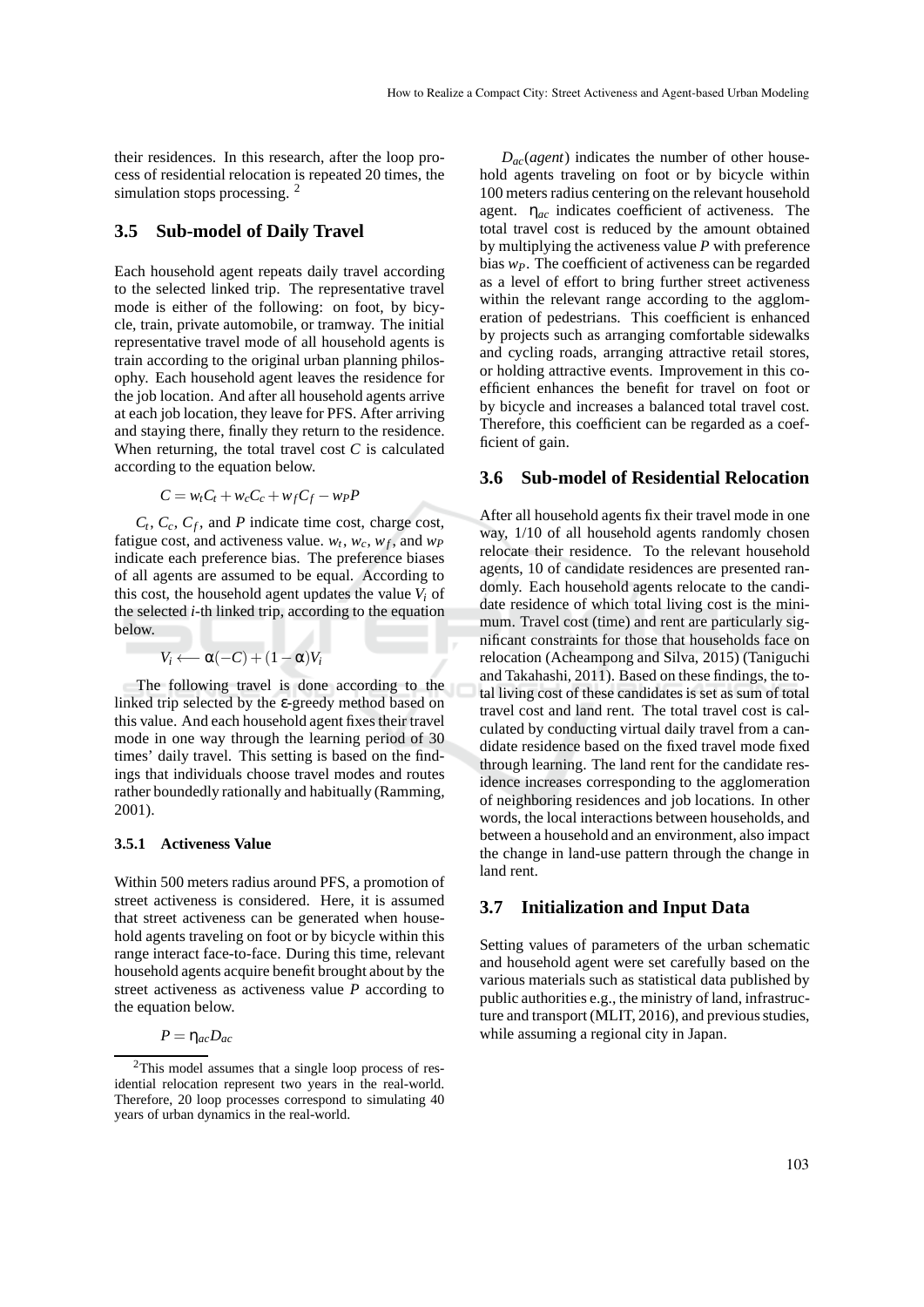their residences. In this research, after the loop process of residential relocation is repeated 20 times, the simulation stops processing. [2]

### 3.5 Sub-model of Daily Travel

Each household agent repeats daily travel according to the selected linked trip. The representative travel mode is either of the following: on foot, by bicycle, train, private automobile, or tramway. The initial representative travel mode of all household agents is train according to the original urban planning philosophy. Each household agent leaves the residence for the job location. And after all household agents arrive at each job location, they leave for PFS. After arriving and staying there, finally they return to the residence. When returning, the total travel cost $C$ is calculated according to the equation below.

$$C = w_t C_t + w_c C_c + w_f C_f - w_P P$$

$C_t$, $C_c$, $C_f$, and $P$ indicate time cost, charge cost, fatigue cost, and activeness value. $w_t$, $w_c$, $w_f$, and $w_P$ indicate each preference bias. The preference biases of all agents are assumed to be equal. According to this cost, the household agent updates the value $V_i$ of the selected $i$-th linked trip, according to the equation below.

$$V_i \longleftarrow \alpha(-C) + (1-\alpha)V_i$$

The following travel is done according to the linked trip selected by the $\varepsilon$-greedy method based on this value. And each household agent fixes their travel mode in one way through the learning period of 30 times' daily travel. This setting is based on the findings that individuals choose travel modes and routes rather boundedly rationally and habitually (Ramming, 2001).

#### 3.5.1 Activeness Value

Within 500 meters radius around PFS, a promotion of street activeness is considered. Here, it is assumed that street activeness can be generated when household agents traveling on foot or by bicycle within this range interact face-to-face. During this time, relevant household agents acquire benefit brought about by the street activeness as activeness value $P$ according to the equation below.

$$P = \eta_{ac} D_{ac}$$

$D_{ac}(agent)$ indicates the number of other household agents traveling on foot or by bicycle within 100 meters radius centering on the relevant household agent. $\eta_{ac}$ indicates coefficient of activeness. The total travel cost is reduced by the amount obtained by multiplying the activeness value $P$ with preference bias $w_P$. The coefficient of activeness can be regarded as a level of effort to bring further street activeness within the relevant range according to the agglomeration of pedestrians. This coefficient is enhanced by projects such as arranging comfortable sidewalks and cycling roads, arranging attractive retail stores, or holding attractive events. Improvement in this coefficient enhances the benefit for travel on foot or by bicycle and increases a balanced total travel cost. Therefore, this coefficient can be regarded as a coefficient of gain.

### 3.6 Sub-model of Residential Relocation

After all household agents fix their travel mode in one way, 1/10 of all household agents randomly chosen relocate their residence. To the relevant household agents, 10 of candidate residences are presented randomly. Each household agents relocate to the candidate residence of which total living cost is the minimum. Travel cost (time) and rent are particularly significant constraints for those that households face on relocation (Acheampong and Silva, 2015) (Taniguchi and Takahashi, 2011). Based on these findings, the total living cost of these candidates is set as sum of total travel cost and land rent. The total travel cost is calculated by conducting virtual daily travel from a candidate residence based on the fixed travel mode fixed through learning. The land rent for the candidate residence increases corresponding to the agglomeration of neighboring residences and job locations. In other words, the local interactions between households, and between a household and an environment, also impact the change in land-use pattern through the change in land rent.

### 3.7 Initialization and Input Data

Setting values of parameters of the urban schematic and household agent were set carefully based on the various materials such as statistical data published by public authorities e.g., the ministry of land, infrastructure and transport (MLIT, 2016), and previous studies, while assuming a regional city in Japan.

---

[2] This model assumes that a single loop process of residential relocation represent two years in the real-world. Therefore, 20 loop processes correspond to simulating 40 years of urban dynamics in the real-world.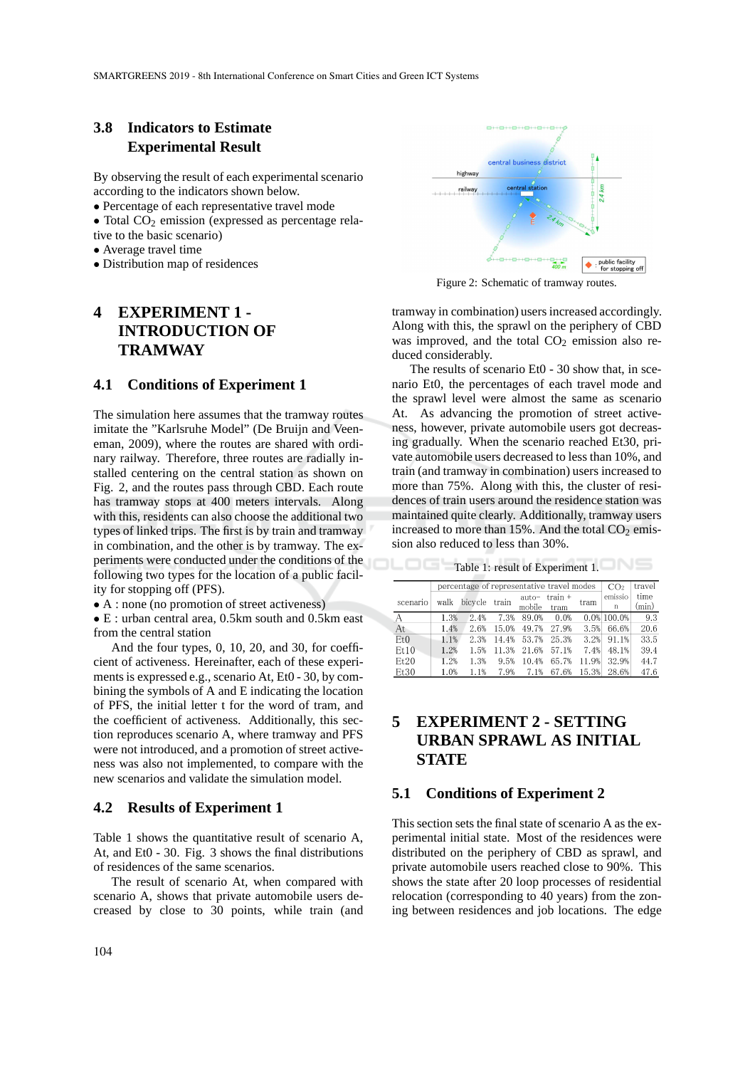### 3.8 Indicators to Estimate Experimental Result

By observing the result of each experimental scenario according to the indicators shown below.

- Percentage of each representative travel mode
- Total $CO_2$ emission (expressed as percentage relative to the basic scenario)
- Average travel time
- Distribution map of residences

# 4 EXPERIMENT 1 - INTRODUCTION OF TRAMWAY

## 4.1 Conditions of Experiment 1

The simulation here assumes that the tramway routes imitate the "Karlsruhe Model" (De Bruijn and Veeneman, 2009), where the routes are shared with ordinary railway. Therefore, three routes are radially installed centering on the central station as shown on Fig. 2, and the routes pass through CBD. Each route has tramway stops at 400 meters intervals. Along with this, residents can also choose the additional two types of linked trips. The first is by train and tramway in combination, and the other is by tramway. The experiments were conducted under the conditions of the following two types for the location of a public facility for stopping off (PFS).

- A : none (no promotion of street activeness)
- E : urban central area, 0.5km south and 0.5km east from the central station

And the four types, 0, 10, 20, and 30, for coefficient of activeness. Hereinafter, each of these experiments is expressed e.g., scenario At, Et0 - 30, by combining the symbols of A and E indicating the location of PFS, the initial letter t for the word of tram, and the coefficient of activeness. Additionally, this section reproduces scenario A, where tramway and PFS were not introduced, and a promotion of street activeness was also not implemented, to compare with the new scenarios and validate the simulation model.

## 4.2 Results of Experiment 1

Table 1 shows the quantitative result of scenario A, At, and Et0 - 30. Fig. 3 shows the final distributions of residences of the same scenarios.

The result of scenario At, when compared with scenario A, shows that private automobile users decreased by close to 30 points, while train (and tramway in combination) users increased accordingly. Along with this, the sprawl on the periphery of CBD was improved, and the total $CO_2$ emission also reduced considerably.

The results of scenario Et0 - 30 show that, in scenario Et0, the percentages of each travel mode and the sprawl level were almost the same as scenario At. As advancing the promotion of street activeness, however, private automobile users got decreasing gradually. When the scenario reached Et30, private automobile users decreased to less than 10%, and train (and tramway in combination) users increased to more than 75%. Along with this, the cluster of residences of train users around the residence station was maintained quite clearly. Additionally, tramway users increased to more than 15%. And the total $CO_2$ emission also reduced to less than 30%.

Figure 2: Schematic of tramway routes.

Table 1: result of Experiment 1.

| scenario | percentage of representative travel modes | | | | | | $CO_2$ emission | travel time (min) |
|---|---|---|---|---|---|---|---|---|
| | walk | bicycle | train | automobile | train + tram | tram | | |
| A | 1.3% | 2.4% | 7.3% | 89.0% | 0.0% | 0.0% | 100.0% | 9.3 |
| At | 1.4% | 2.6% | 15.0% | 49.7% | 27.9% | 3.5% | 66.6% | 20.6 |
| Et0 | 1.1% | 2.3% | 14.4% | 53.7% | 25.3% | 3.2% | 91.1% | 33.5 |
| Et10 | 1.2% | 1.5% | 11.3% | 21.6% | 57.1% | 7.4% | 48.1% | 39.4 |
| Et20 | 1.2% | 1.3% | 9.5% | 10.4% | 65.7% | 11.9% | 32.9% | 44.7 |
| Et30 | 1.0% | 1.1% | 7.9% | 7.1% | 67.6% | 15.3% | 28.6% | 47.6 |

# 5 EXPERIMENT 2 - SETTING URBAN SPRAWL AS INITIAL STATE

## 5.1 Conditions of Experiment 2

This section sets the final state of scenario A as the experimental initial state. Most of the residences were distributed on the periphery of CBD as sprawl, and private automobile users reached close to 90%. This shows the state after 20 loop processes of residential relocation (corresponding to 40 years) from the zoning between residences and job locations. The edge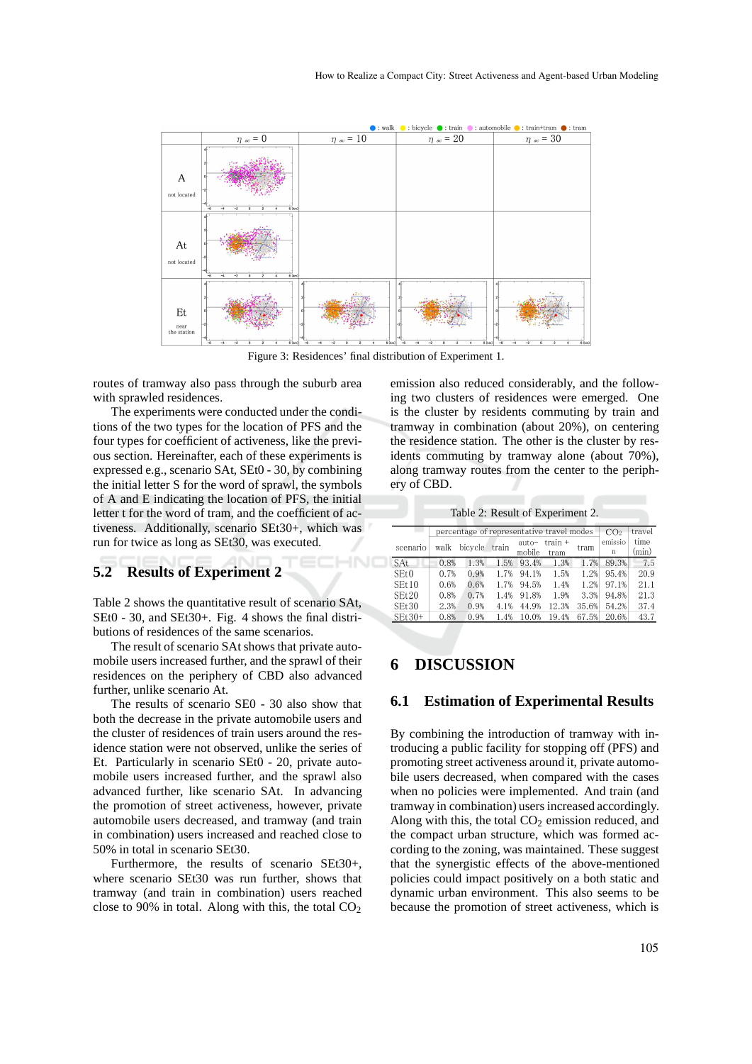Figure 3: Residences' final distribution of Experiment 1.

routes of tramway also pass through the suburb area with sprawled residences.

The experiments were conducted under the conditions of the two types for the location of PFS and the four types for coefficient of activeness, like the previous section. Hereinafter, each of these experiments is expressed e.g., scenario SAt, SEt0 - 30, by combining the initial letter S for the word of sprawl, the symbols of A and E indicating the location of PFS, the initial letter t for the word of tram, and the coefficient of activeness. Additionally, scenario SEt30+, which was run for twice as long as SEt30, was executed.

## 5.2 Results of Experiment 2

Table 2 shows the quantitative result of scenario SAt, SEt0 - 30, and SEt30+. Fig. 4 shows the final distributions of residences of the same scenarios.

The result of scenario SAt shows that private automobile users increased further, and the sprawl of their residences on the periphery of CBD also advanced further, unlike scenario At.

The results of scenario SE0 - 30 also show that both the decrease in the private automobile users and the cluster of residences of train users around the residence station were not observed, unlike the series of Et. Particularly in scenario SEt0 - 20, private automobile users increased further, and the sprawl also advanced further, like scenario SAt. In advancing the promotion of street activeness, however, private automobile users decreased, and tramway (and train in combination) users increased and reached close to 50% in total in scenario SEt30.

Furthermore, the results of scenario SEt30+, where scenario SEt30 was run further, shows that tramway (and train in combination) users reached close to 90% in total. Along with this, the total $CO_2$ emission also reduced considerably, and the following two clusters of residences were emerged. One is the cluster by residents commuting by train and tramway in combination (about 20%), on centering the residence station. The other is the cluster by residents commuting by tramway alone (about 70%), along tramway routes from the center to the periphery of CBD.

Table 2: Result of Experiment 2.

| scenario | percentage of representative travel modes | | | | | | $CO_2$ emission | travel time (min) |
|---|---|---|---|---|---|---|---|---|
| | walk | bicycle | train | auto-mobile | train + tram | tram | | |
| SAt | 0.8% | 1.3% | 1.5% | 93.4% | 1.3% | 1.7% | 89.3% | 7.5 |
| SEt0 | 0.7% | 0.9% | 1.7% | 94.1% | 1.5% | 1.2% | 95.4% | 20.9 |
| SEt10 | 0.6% | 0.6% | 1.7% | 94.5% | 1.4% | 1.2% | 97.1% | 21.1 |
| SEt20 | 0.8% | 0.7% | 1.4% | 91.8% | 1.9% | 3.3% | 94.8% | 21.3 |
| SEt30 | 2.3% | 0.9% | 4.1% | 44.9% | 12.3% | 35.6% | 54.2% | 37.4 |
| SEt30+ | 0.8% | 0.9% | 1.4% | 10.0% | 19.4% | 67.5% | 20.6% | 43.7 |

# 6 DISCUSSION

## 6.1 Estimation of Experimental Results

By combining the introduction of tramway with introducing a public facility for stopping off (PFS) and promoting street activeness around it, private automobile users decreased, when compared with the cases when no policies were implemented. And train (and tramway in combination) users increased accordingly. Along with this, the total $CO_2$ emission reduced, and the compact urban structure, which was formed according to the zoning, was maintained. These suggest that the synergistic effects of the above-mentioned policies could impact positively on a both static and dynamic urban environment. This also seems to be because the promotion of street activeness, which is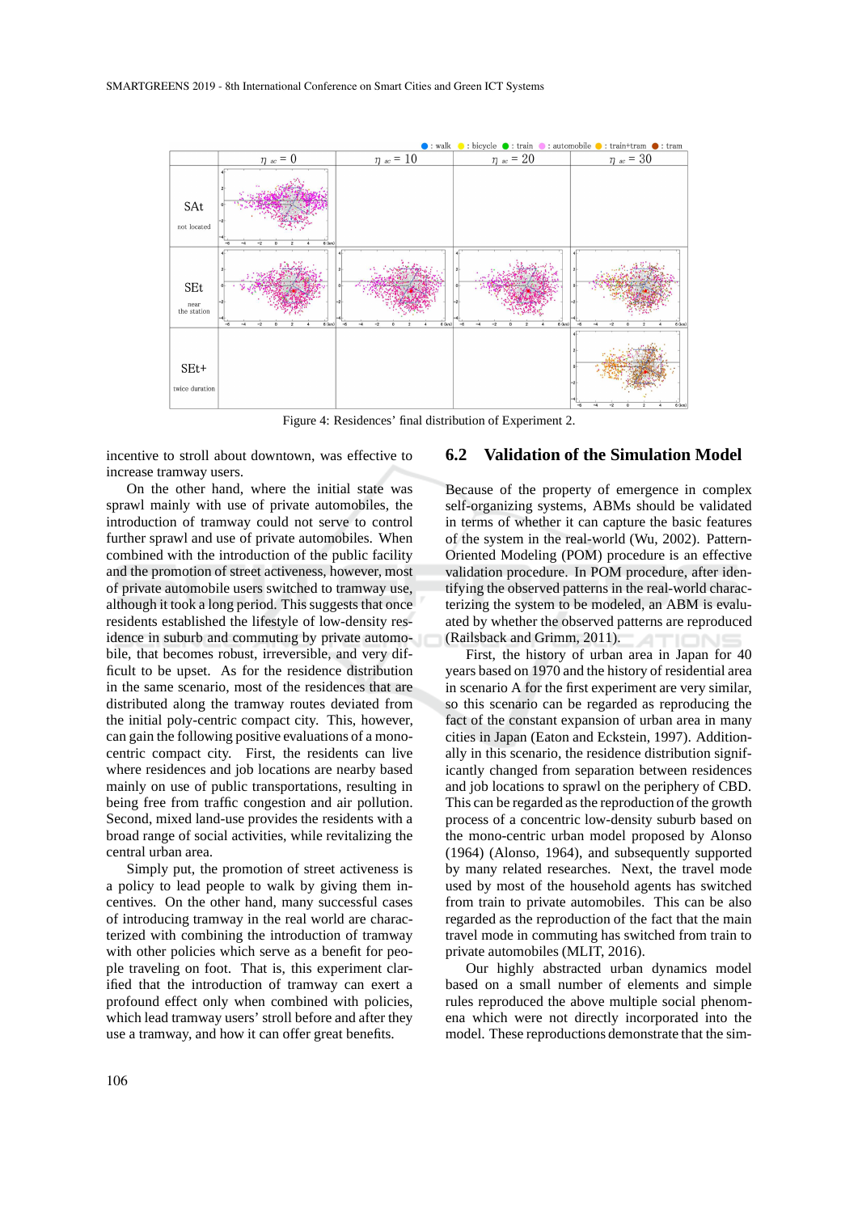Figure 4: Residences' final distribution of Experiment 2.

incentive to stroll about downtown, was effective to increase tramway users.

On the other hand, where the initial state was sprawl mainly with use of private automobiles, the introduction of tramway could not serve to control further sprawl and use of private automobiles. When combined with the introduction of the public facility and the promotion of street activeness, however, most of private automobile users switched to tramway use, although it took a long period. This suggests that once residents established the lifestyle of low-density residence in suburb and commuting by private automobile, that becomes robust, irreversible, and very difficult to be upset. As for the residence distribution in the same scenario, most of the residences that are distributed along the tramway routes deviated from the initial poly-centric compact city. This, however, can gain the following positive evaluations of a mono-centric compact city. First, the residents can live where residences and job locations are nearby based mainly on use of public transportations, resulting in being free from traffic congestion and air pollution. Second, mixed land-use provides the residents with a broad range of social activities, while revitalizing the central urban area.

Simply put, the promotion of street activeness is a policy to lead people to walk by giving them incentives. On the other hand, many successful cases of introducing tramway in the real world are characterized with combining the introduction of tramway with other policies which serve as a benefit for people traveling on foot. That is, this experiment clarified that the introduction of tramway can exert a profound effect only when combined with policies, which lead tramway users' stroll before and after they use a tramway, and how it can offer great benefits.

## 6.2 Validation of the Simulation Model

Because of the property of emergence in complex self-organizing systems, ABMs should be validated in terms of whether it can capture the basic features of the system in the real-world (Wu, 2002). Pattern-Oriented Modeling (POM) procedure is an effective validation procedure. In POM procedure, after identifying the observed patterns in the real-world characterizing the system to be modeled, an ABM is evaluated by whether the observed patterns are reproduced (Railsback and Grimm, 2011).

First, the history of urban area in Japan for 40 years based on 1970 and the history of residential area in scenario A for the first experiment are very similar, so this scenario can be regarded as reproducing the fact of the constant expansion of urban area in many cities in Japan (Eaton and Eckstein, 1997). Additionally in this scenario, the residence distribution significantly changed from separation between residences and job locations to sprawl on the periphery of CBD. This can be regarded as the reproduction of the growth process of a concentric low-density suburb based on the mono-centric urban model proposed by Alonso (1964) (Alonso, 1964), and subsequently supported by many related researches. Next, the travel mode used by most of the household agents has switched from train to private automobiles. This can be also regarded as the reproduction of the fact that the main travel mode in commuting has switched from train to private automobiles (MLIT, 2016).

Our highly abstracted urban dynamics model based on a small number of elements and simple rules reproduced the above multiple social phenomena which were not directly incorporated into the model. These reproductions demonstrate that the sim-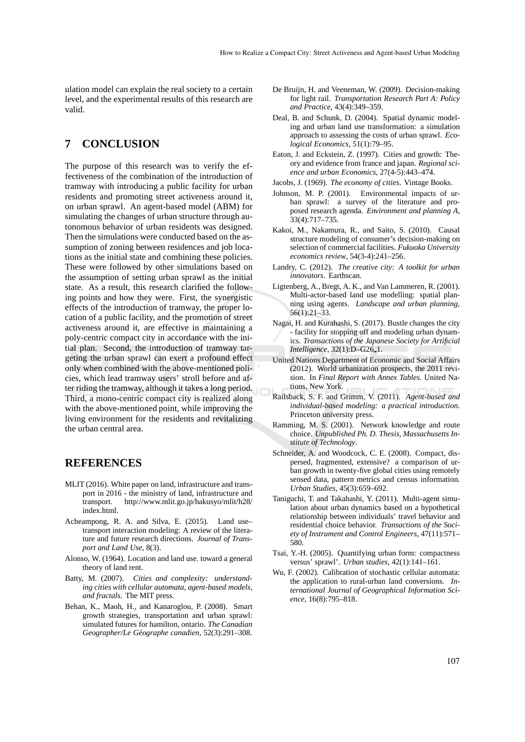ulation model can explain the real society to a certain level, and the experimental results of this research are valid.

## 7 CONCLUSION

The purpose of this research was to verify the effectiveness of the combination of the introduction of tramway with introducing a public facility for urban residents and promoting street activeness around it, on urban sprawl. An agent-based model (ABM) for simulating the changes of urban structure through autonomous behavior of urban residents was designed. Then the simulations were conducted based on the assumption of zoning between residences and job locations as the initial state and combining these policies. These were followed by other simulations based on the assumption of setting urban sprawl as the initial state. As a result, this research clarified the following points and how they were. First, the synergistic effects of the introduction of tramway, the proper location of a public facility, and the promotion of street activeness around it, are effective in maintaining a poly-centric compact city in accordance with the initial plan. Second, the introduction of tramway targeting the urban sprawl can exert a profound effect only when combined with the above-mentioned policies, which lead tramway users' stroll before and after riding the tramway, although it takes a long period. Third, a mono-centric compact city is realized along with the above-mentioned point, while improving the living environment for the residents and revitalizing the urban central area.

## REFERENCES

MLIT (2016). White paper on land, infrastructure and transport in 2016 - the ministry of land, infrastructure and transport. http://www.mlit.go.jp/hakusyo/mlit/h28/index.html.

Acheampong, R. A. and Silva, E. (2015). Land use–transport interaction modeling: A review of the literature and future research directions. *Journal of Transport and Land Use*, 8(3).

Alonso, W. (1964). Location and land use. toward a general theory of land rent.

Batty, M. (2007). *Cities and complexity: understanding cities with cellular automata, agent-based models, and fractals*. The MIT press.

Behan, K., Maoh, H., and Kanaroglou, P. (2008). Smart growth strategies, transportation and urban sprawl: simulated futures for hamilton, ontario. *The Canadian Geographer/Le Géographe canadien*, 52(3):291–308.

De Bruijn, H. and Veeneman, W. (2009). Decision-making for light rail. *Transportation Research Part A: Policy and Practice*, 43(4):349–359.

Deal, B. and Schunk, D. (2004). Spatial dynamic modeling and urban land use transformation: a simulation approach to assessing the costs of urban sprawl. *Ecological Economics*, 51(1):79–95.

Eaton, J. and Eckstein, Z. (1997). Cities and growth: Theory and evidence from france and japan. *Regional science and urban Economics*, 27(4-5):443–474.

Jacobs, J. (1969). *The economy of cities*. Vintage Books.

Johnson, M. P. (2001). Environmental impacts of urban sprawl: a survey of the literature and proposed research agenda. *Environment and planning A*, 33(4):717–735.

Kakoi, M., Nakamura, R., and Saito, S. (2010). Causal structure modeling of consumer's decision-making on selection of commercial facilities. *Fukuoka University economics review*, 54(3-4):241–256.

Landry, C. (2012). *The creative city: A toolkit for urban innovators*. Earthscan.

Ligtenberg, A., Bregt, A. K., and Van Lammeren, R. (2001). Multi-actor-based land use modelling: spatial planning using agents. *Landscape and urban planning*, 56(1):21–33.

Nagai, H. and Kurahashi, S. (2017). Bustle changes the city - facility for stopping off and modeling urban dynamics. *Transactions of the Japanese Society for Artificial Intelligence*, 32(1):D–G26_1.

United Nations Department of Economic and Social Affairs (2012). World urbanization prospects, the 2011 revision. In *Final Report with Annex Tables*. United Nations, New York.

Railsback, S. F. and Grimm, V. (2011). *Agent-based and individual-based modeling: a practical introduction*. Princeton university press.

Ramming, M. S. (2001). Network knowledge and route choice. *Unpublished Ph. D. Thesis, Massachusetts Institute of Technology*.

Schneider, A. and Woodcock, C. E. (2008). Compact, dispersed, fragmented, extensive? a comparison of urban growth in twenty-five global cities using remotely sensed data, pattern metrics and census information. *Urban Studies*, 45(3):659–692.

Taniguchi, T. and Takahashi, Y. (2011). Multi-agent simulation about urban dynamics based on a hypothetical relationship between individuals' travel behavior and residential choice behavior. *Transactions of the Society of Instrument and Control Engineers*, 47(11):571–580.

Tsai, Y.-H. (2005). Quantifying urban form: compactness versus' sprawl'. *Urban studies*, 42(1):141–161.

Wu, F. (2002). Calibration of stochastic cellular automata: the application to rural-urban land conversions. *International Journal of Geographical Information Science*, 16(8):795–818.